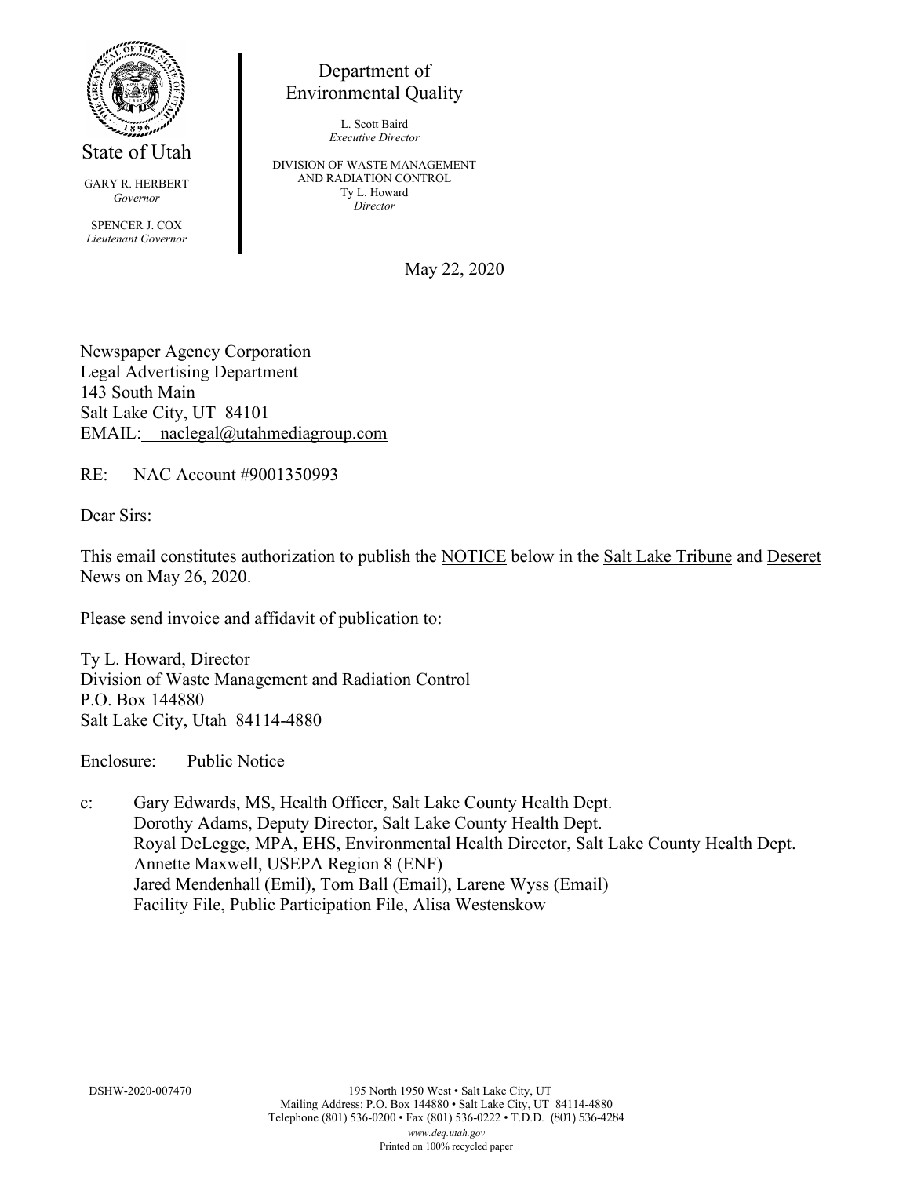State of Utah

GARY R. HERBERT
*Governor*

SPENCER J. COX
*Lieutenant Governor*

Department of
Environmental Quality

L. Scott Baird
*Executive Director*

DIVISION OF WASTE MANAGEMENT
AND RADIATION CONTROL
Ty L. Howard
*Director*

May 22, 2020

Newspaper Agency Corporation
Legal Advertising Department
143 South Main
Salt Lake City, UT 84101
EMAIL: naclegal@utahmediagroup.com

RE: NAC Account #9001350993

Dear Sirs:

This email constitutes authorization to publish the NOTICE below in the Salt Lake Tribune and Deseret News on May 26, 2020.

Please send invoice and affidavit of publication to:

Ty L. Howard, Director
Division of Waste Management and Radiation Control
P.O. Box 144880
Salt Lake City, Utah 84114-4880

Enclosure: Public Notice

c: Gary Edwards, MS, Health Officer, Salt Lake County Health Dept.
Dorothy Adams, Deputy Director, Salt Lake County Health Dept.
Royal DeLegge, MPA, EHS, Environmental Health Director, Salt Lake County Health Dept.
Annette Maxwell, USEPA Region 8 (ENF)
Jared Mendenhall (Emil), Tom Ball (Email), Larene Wyss (Email)
Facility File, Public Participation File, Alisa Westenskow

DSHW-2020-007470

195 North 1950 West • Salt Lake City, UT
Mailing Address: P.O. Box 144880 • Salt Lake City, UT 84114-4880
Telephone (801) 536-0200 • Fax (801) 536-0222 • T.D.D. (801) 536-4284
*www.deq.utah.gov*
Printed on 100% recycled paper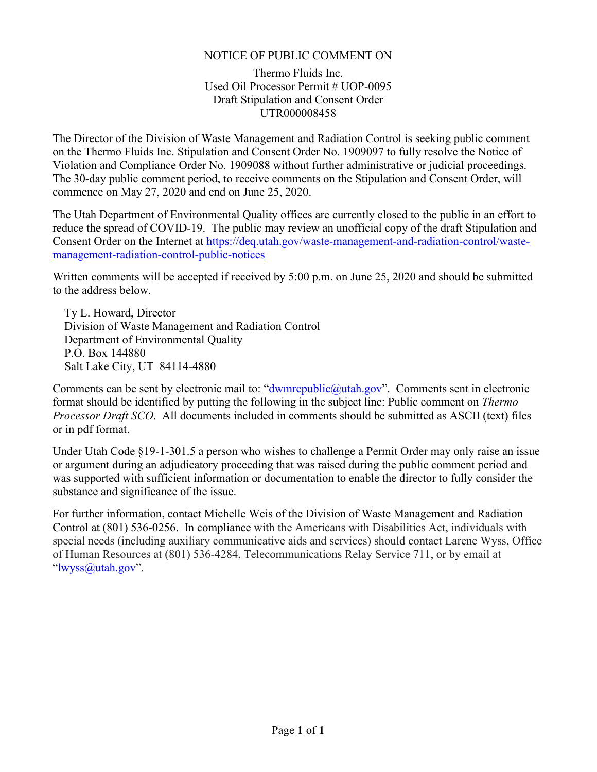NOTICE OF PUBLIC COMMENT ON

Thermo Fluids Inc.
Used Oil Processor Permit # UOP-0095
Draft Stipulation and Consent Order
UTR000008458

The Director of the Division of Waste Management and Radiation Control is seeking public comment on the Thermo Fluids Inc. Stipulation and Consent Order No. 1909097 to fully resolve the Notice of Violation and Compliance Order No. 1909088 without further administrative or judicial proceedings. The 30-day public comment period, to receive comments on the Stipulation and Consent Order, will commence on May 27, 2020 and end on June 25, 2020.

The Utah Department of Environmental Quality offices are currently closed to the public in an effort to reduce the spread of COVID-19. The public may review an unofficial copy of the draft Stipulation and Consent Order on the Internet at https://deq.utah.gov/waste-management-and-radiation-control/waste-management-radiation-control-public-notices

Written comments will be accepted if received by 5:00 p.m. on June 25, 2020 and should be submitted to the address below.

Ty L. Howard, Director
Division of Waste Management and Radiation Control
Department of Environmental Quality
P.O. Box 144880
Salt Lake City, UT 84114-4880

Comments can be sent by electronic mail to: "dwmrcpublic@utah.gov". Comments sent in electronic format should be identified by putting the following in the subject line: Public comment on *Thermo Processor Draft SCO*. All documents included in comments should be submitted as ASCII (text) files or in pdf format.

Under Utah Code §19-1-301.5 a person who wishes to challenge a Permit Order may only raise an issue or argument during an adjudicatory proceeding that was raised during the public comment period and was supported with sufficient information or documentation to enable the director to fully consider the substance and significance of the issue.

For further information, contact Michelle Weis of the Division of Waste Management and Radiation Control at (801) 536-0256. In compliance with the Americans with Disabilities Act, individuals with special needs (including auxiliary communicative aids and services) should contact Larene Wyss, Office of Human Resources at (801) 536-4284, Telecommunications Relay Service 711, or by email at "lwyss@utah.gov".